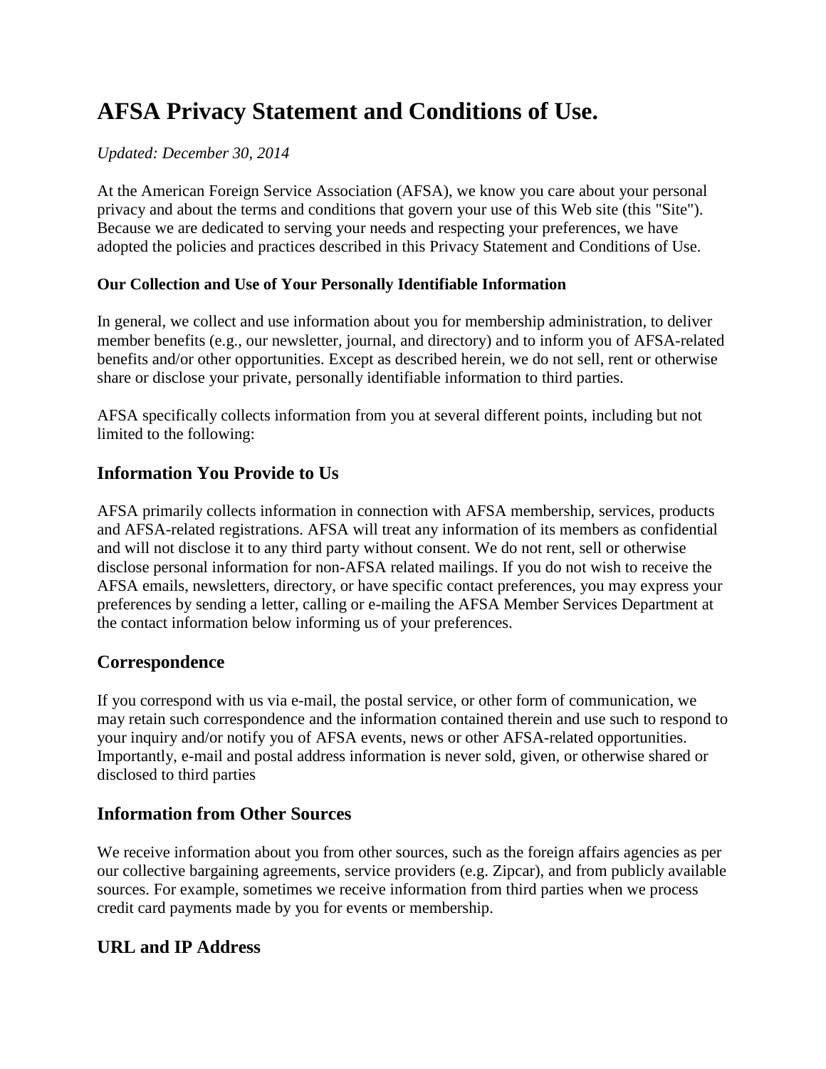# AFSA Privacy Statement and Conditions of Use.

*Updated: December 30, 2014*

At the American Foreign Service Association (AFSA), we know you care about your personal privacy and about the terms and conditions that govern your use of this Web site (this "Site"). Because we are dedicated to serving your needs and respecting your preferences, we have adopted the policies and practices described in this Privacy Statement and Conditions of Use.

#### Our Collection and Use of Your Personally Identifiable Information

In general, we collect and use information about you for membership administration, to deliver member benefits (e.g., our newsletter, journal, and directory) and to inform you of AFSA-related benefits and/or other opportunities. Except as described herein, we do not sell, rent or otherwise share or disclose your private, personally identifiable information to third parties.

AFSA specifically collects information from you at several different points, including but not limited to the following:

## Information You Provide to Us

AFSA primarily collects information in connection with AFSA membership, services, products and AFSA-related registrations. AFSA will treat any information of its members as confidential and will not disclose it to any third party without consent. We do not rent, sell or otherwise disclose personal information for non-AFSA related mailings. If you do not wish to receive the AFSA emails, newsletters, directory, or have specific contact preferences, you may express your preferences by sending a letter, calling or e-mailing the AFSA Member Services Department at the contact information below informing us of your preferences.

## Correspondence

If you correspond with us via e-mail, the postal service, or other form of communication, we may retain such correspondence and the information contained therein and use such to respond to your inquiry and/or notify you of AFSA events, news or other AFSA-related opportunities. Importantly, e-mail and postal address information is never sold, given, or otherwise shared or disclosed to third parties

## Information from Other Sources

We receive information about you from other sources, such as the foreign affairs agencies as per our collective bargaining agreements, service providers (e.g. Zipcar), and from publicly available sources. For example, sometimes we receive information from third parties when we process credit card payments made by you for events or membership.

## URL and IP Address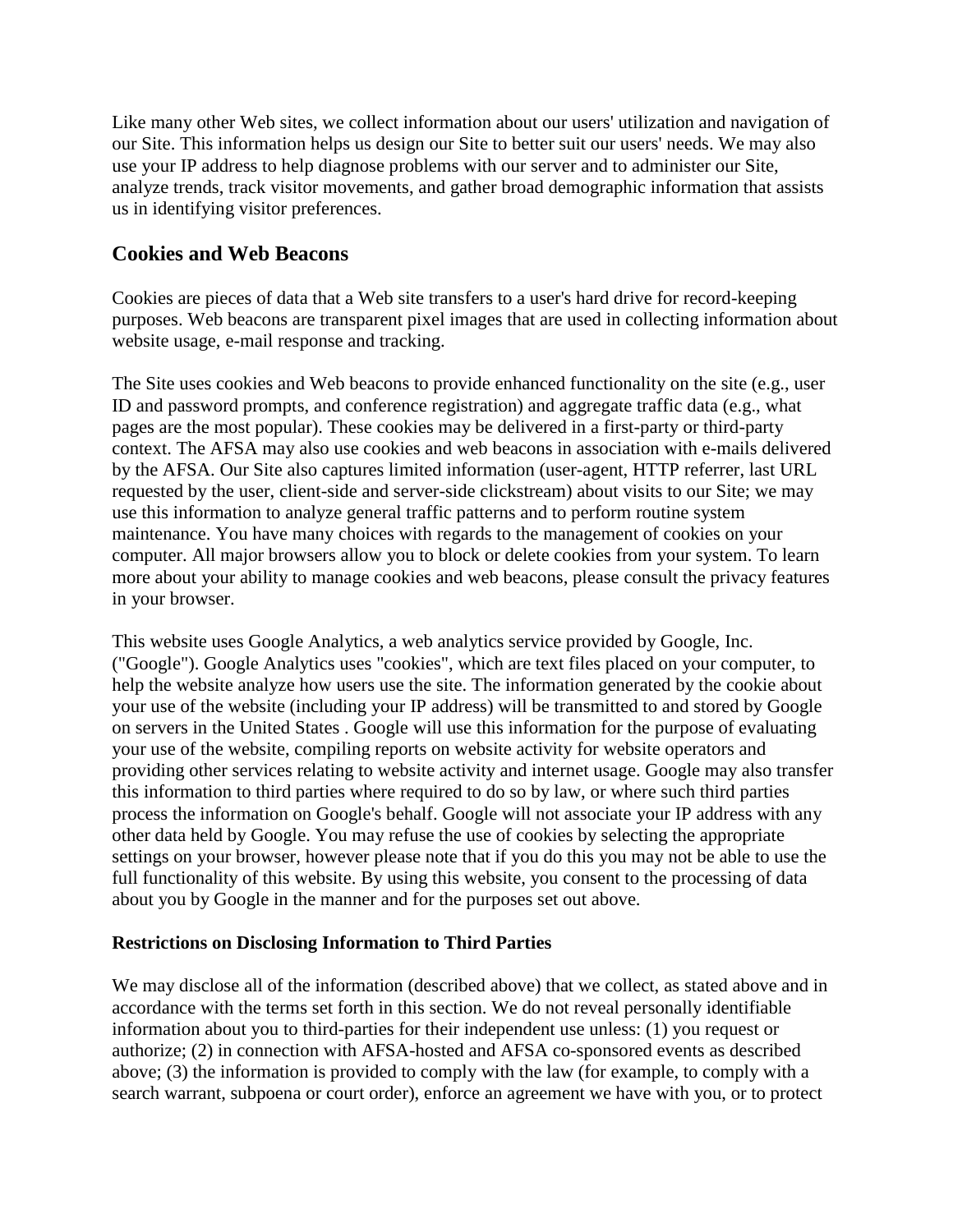Like many other Web sites, we collect information about our users' utilization and navigation of our Site. This information helps us design our Site to better suit our users' needs. We may also use your IP address to help diagnose problems with our server and to administer our Site, analyze trends, track visitor movements, and gather broad demographic information that assists us in identifying visitor preferences.

## Cookies and Web Beacons

Cookies are pieces of data that a Web site transfers to a user's hard drive for record-keeping purposes. Web beacons are transparent pixel images that are used in collecting information about website usage, e-mail response and tracking.

The Site uses cookies and Web beacons to provide enhanced functionality on the site (e.g., user ID and password prompts, and conference registration) and aggregate traffic data (e.g., what pages are the most popular). These cookies may be delivered in a first-party or third-party context. The AFSA may also use cookies and web beacons in association with e-mails delivered by the AFSA. Our Site also captures limited information (user-agent, HTTP referrer, last URL requested by the user, client-side and server-side clickstream) about visits to our Site; we may use this information to analyze general traffic patterns and to perform routine system maintenance. You have many choices with regards to the management of cookies on your computer. All major browsers allow you to block or delete cookies from your system. To learn more about your ability to manage cookies and web beacons, please consult the privacy features in your browser.

This website uses Google Analytics, a web analytics service provided by Google, Inc. ("Google"). Google Analytics uses "cookies", which are text files placed on your computer, to help the website analyze how users use the site. The information generated by the cookie about your use of the website (including your IP address) will be transmitted to and stored by Google on servers in the United States . Google will use this information for the purpose of evaluating your use of the website, compiling reports on website activity for website operators and providing other services relating to website activity and internet usage. Google may also transfer this information to third parties where required to do so by law, or where such third parties process the information on Google's behalf. Google will not associate your IP address with any other data held by Google. You may refuse the use of cookies by selecting the appropriate settings on your browser, however please note that if you do this you may not be able to use the full functionality of this website. By using this website, you consent to the processing of data about you by Google in the manner and for the purposes set out above.

### Restrictions on Disclosing Information to Third Parties

We may disclose all of the information (described above) that we collect, as stated above and in accordance with the terms set forth in this section. We do not reveal personally identifiable information about you to third-parties for their independent use unless: (1) you request or authorize; (2) in connection with AFSA-hosted and AFSA co-sponsored events as described above; (3) the information is provided to comply with the law (for example, to comply with a search warrant, subpoena or court order), enforce an agreement we have with you, or to protect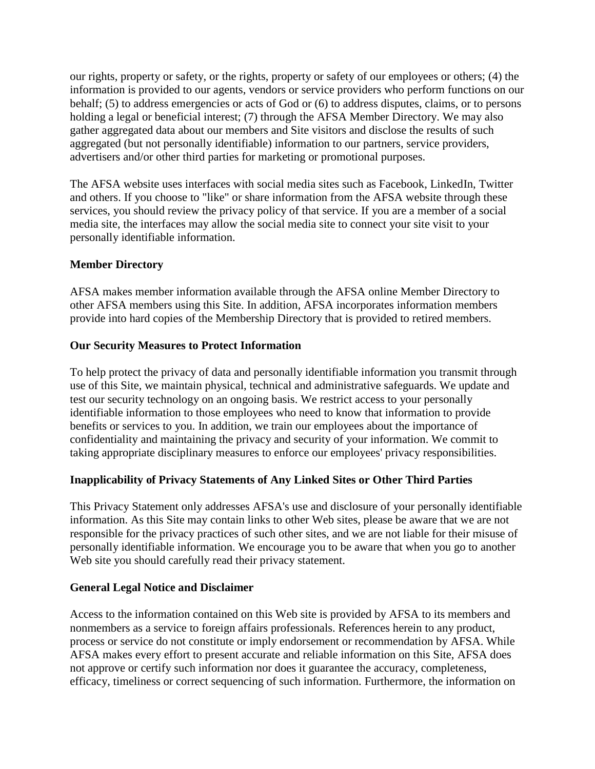our rights, property or safety, or the rights, property or safety of our employees or others; (4) the information is provided to our agents, vendors or service providers who perform functions on our behalf; (5) to address emergencies or acts of God or (6) to address disputes, claims, or to persons holding a legal or beneficial interest; (7) through the AFSA Member Directory. We may also gather aggregated data about our members and Site visitors and disclose the results of such aggregated (but not personally identifiable) information to our partners, service providers, advertisers and/or other third parties for marketing or promotional purposes.

The AFSA website uses interfaces with social media sites such as Facebook, LinkedIn, Twitter and others. If you choose to "like" or share information from the AFSA website through these services, you should review the privacy policy of that service. If you are a member of a social media site, the interfaces may allow the social media site to connect your site visit to your personally identifiable information.

**Member Directory**

AFSA makes member information available through the AFSA online Member Directory to other AFSA members using this Site. In addition, AFSA incorporates information members provide into hard copies of the Membership Directory that is provided to retired members.

**Our Security Measures to Protect Information**

To help protect the privacy of data and personally identifiable information you transmit through use of this Site, we maintain physical, technical and administrative safeguards. We update and test our security technology on an ongoing basis. We restrict access to your personally identifiable information to those employees who need to know that information to provide benefits or services to you. In addition, we train our employees about the importance of confidentiality and maintaining the privacy and security of your information. We commit to taking appropriate disciplinary measures to enforce our employees' privacy responsibilities.

**Inapplicability of Privacy Statements of Any Linked Sites or Other Third Parties**

This Privacy Statement only addresses AFSA's use and disclosure of your personally identifiable information. As this Site may contain links to other Web sites, please be aware that we are not responsible for the privacy practices of such other sites, and we are not liable for their misuse of personally identifiable information. We encourage you to be aware that when you go to another Web site you should carefully read their privacy statement.

**General Legal Notice and Disclaimer**

Access to the information contained on this Web site is provided by AFSA to its members and nonmembers as a service to foreign affairs professionals. References herein to any product, process or service do not constitute or imply endorsement or recommendation by AFSA. While AFSA makes every effort to present accurate and reliable information on this Site, AFSA does not approve or certify such information nor does it guarantee the accuracy, completeness, efficacy, timeliness or correct sequencing of such information. Furthermore, the information on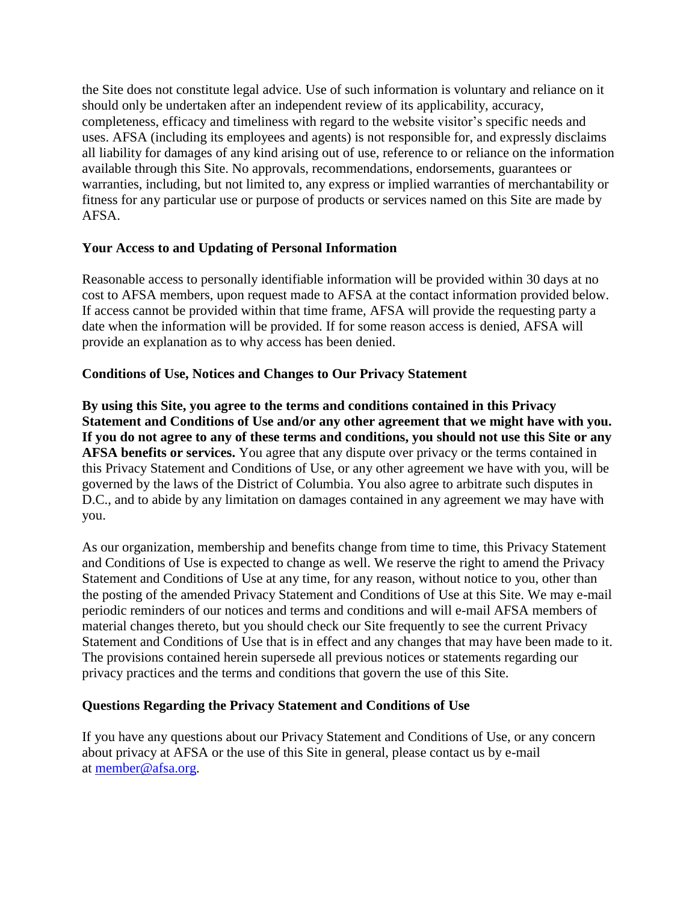the Site does not constitute legal advice. Use of such information is voluntary and reliance on it should only be undertaken after an independent review of its applicability, accuracy, completeness, efficacy and timeliness with regard to the website visitor's specific needs and uses. AFSA (including its employees and agents) is not responsible for, and expressly disclaims all liability for damages of any kind arising out of use, reference to or reliance on the information available through this Site. No approvals, recommendations, endorsements, guarantees or warranties, including, but not limited to, any express or implied warranties of merchantability or fitness for any particular use or purpose of products or services named on this Site are made by AFSA.

**Your Access to and Updating of Personal Information**

Reasonable access to personally identifiable information will be provided within 30 days at no cost to AFSA members, upon request made to AFSA at the contact information provided below. If access cannot be provided within that time frame, AFSA will provide the requesting party a date when the information will be provided. If for some reason access is denied, AFSA will provide an explanation as to why access has been denied.

**Conditions of Use, Notices and Changes to Our Privacy Statement**

**By using this Site, you agree to the terms and conditions contained in this Privacy Statement and Conditions of Use and/or any other agreement that we might have with you. If you do not agree to any of these terms and conditions, you should not use this Site or any AFSA benefits or services.** You agree that any dispute over privacy or the terms contained in this Privacy Statement and Conditions of Use, or any other agreement we have with you, will be governed by the laws of the District of Columbia. You also agree to arbitrate such disputes in D.C., and to abide by any limitation on damages contained in any agreement we may have with you.

As our organization, membership and benefits change from time to time, this Privacy Statement and Conditions of Use is expected to change as well. We reserve the right to amend the Privacy Statement and Conditions of Use at any time, for any reason, without notice to you, other than the posting of the amended Privacy Statement and Conditions of Use at this Site. We may e-mail periodic reminders of our notices and terms and conditions and will e-mail AFSA members of material changes thereto, but you should check our Site frequently to see the current Privacy Statement and Conditions of Use that is in effect and any changes that may have been made to it. The provisions contained herein supersede all previous notices or statements regarding our privacy practices and the terms and conditions that govern the use of this Site.

**Questions Regarding the Privacy Statement and Conditions of Use**

If you have any questions about our Privacy Statement and Conditions of Use, or any concern about privacy at AFSA or the use of this Site in general, please contact us by e-mail at member@afsa.org.